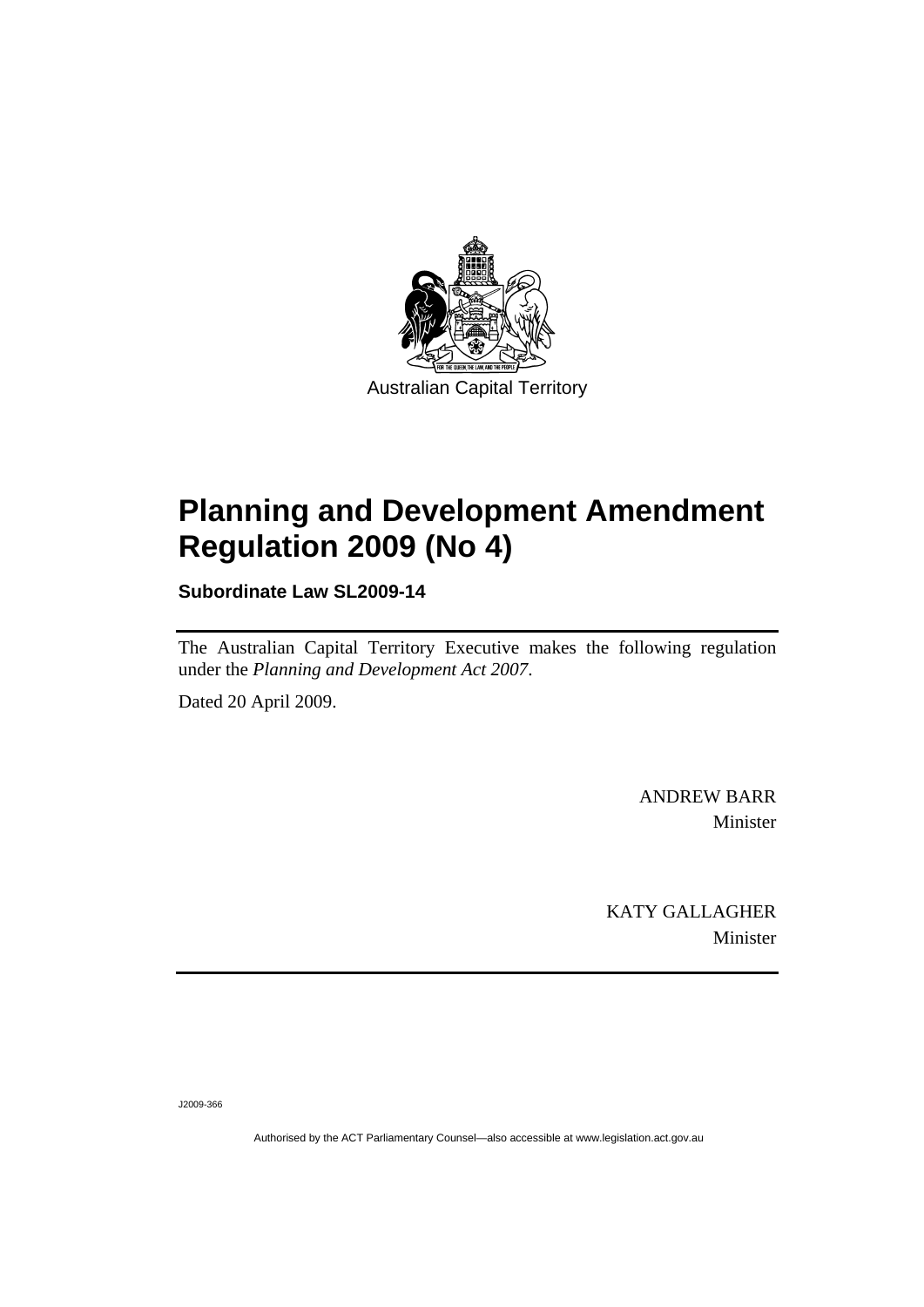Australian Capital Territory

# Planning and Development Amendment Regulation 2009 (No 4)

**Subordinate Law SL2009-14**

The Australian Capital Territory Executive makes the following regulation under the *Planning and Development Act 2007*.

Dated 20 April 2009.

ANDREW BARR
Minister

KATY GALLAGHER
Minister

J2009-366

Authorised by the ACT Parliamentary Counsel—also accessible at www.legislation.act.gov.au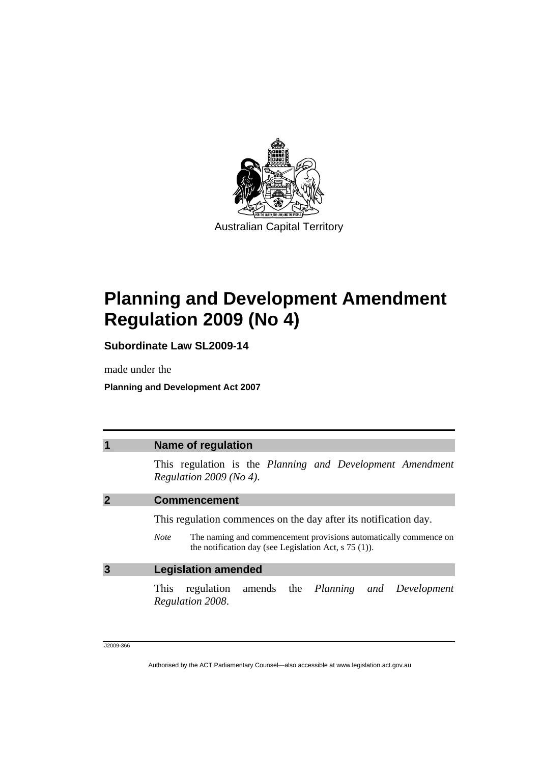Australian Capital Territory

# Planning and Development Amendment Regulation 2009 (No 4)

**Subordinate Law SL2009-14**

made under the

**Planning and Development Act 2007**

## 1 Name of regulation

This regulation is the *Planning and Development Amendment Regulation 2009 (No 4)*.

## 2 Commencement

This regulation commences on the day after its notification day.

*Note* The naming and commencement provisions automatically commence on the notification day (see Legislation Act, s 75 (1)).

## 3 Legislation amended

This regulation amends the *Planning and Development Regulation 2008*.

J2009-366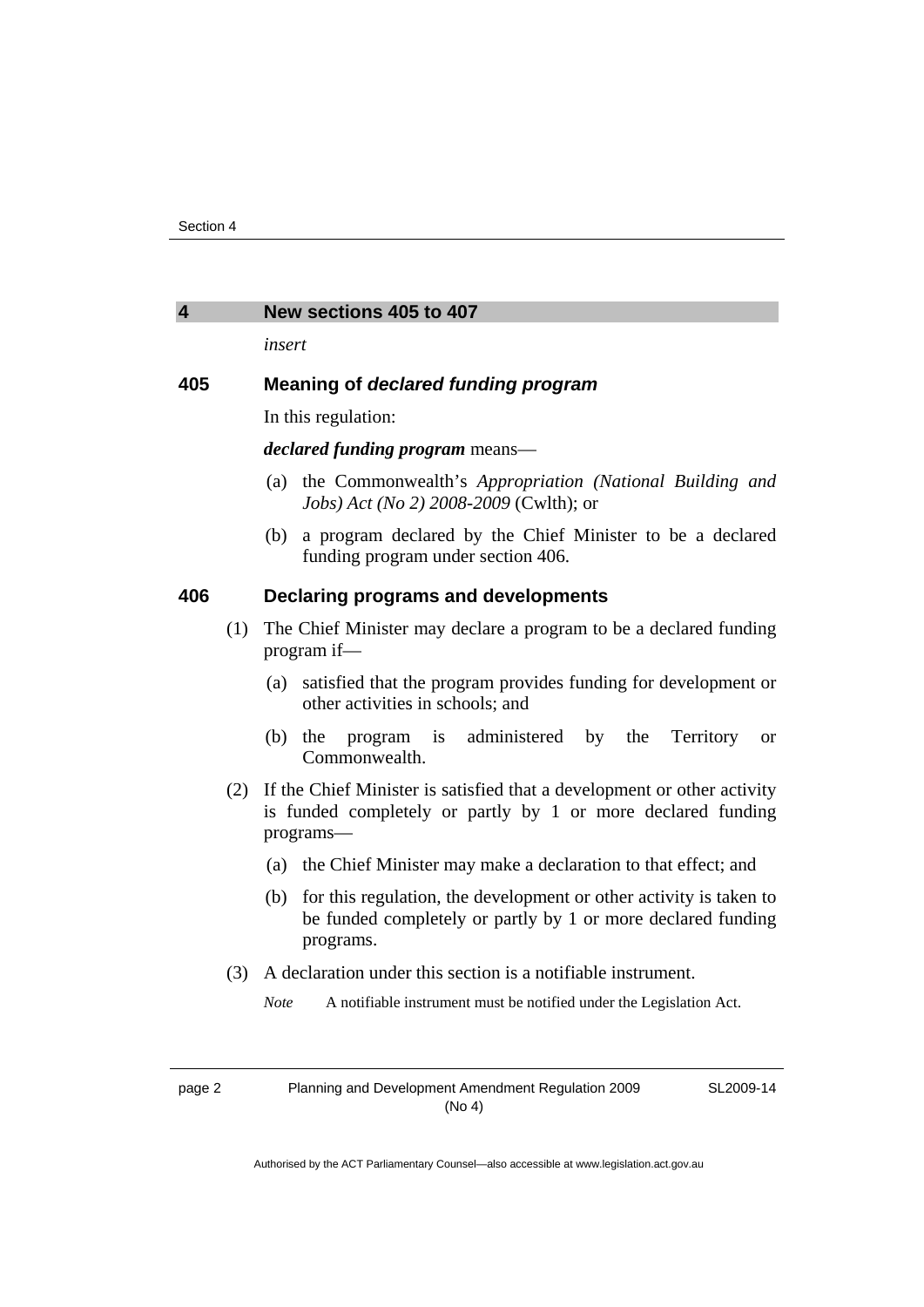## 4 New sections 405 to 407

*insert*

### 405 Meaning of ***declared funding program***

In this regulation:

***declared funding program*** means—

(a) the Commonwealth's *Appropriation (National Building and Jobs) Act (No 2) 2008-2009* (Cwlth); or

(b) a program declared by the Chief Minister to be a declared funding program under section 406.

### 406 Declaring programs and developments

(1) The Chief Minister may declare a program to be a declared funding program if—

(a) satisfied that the program provides funding for development or other activities in schools; and

(b) the program is administered by the Territory or Commonwealth.

(2) If the Chief Minister is satisfied that a development or other activity is funded completely or partly by 1 or more declared funding programs—

(a) the Chief Minister may make a declaration to that effect; and

(b) for this regulation, the development or other activity is taken to be funded completely or partly by 1 or more declared funding programs.

(3) A declaration under this section is a notifiable instrument.

*Note* A notifiable instrument must be notified under the Legislation Act.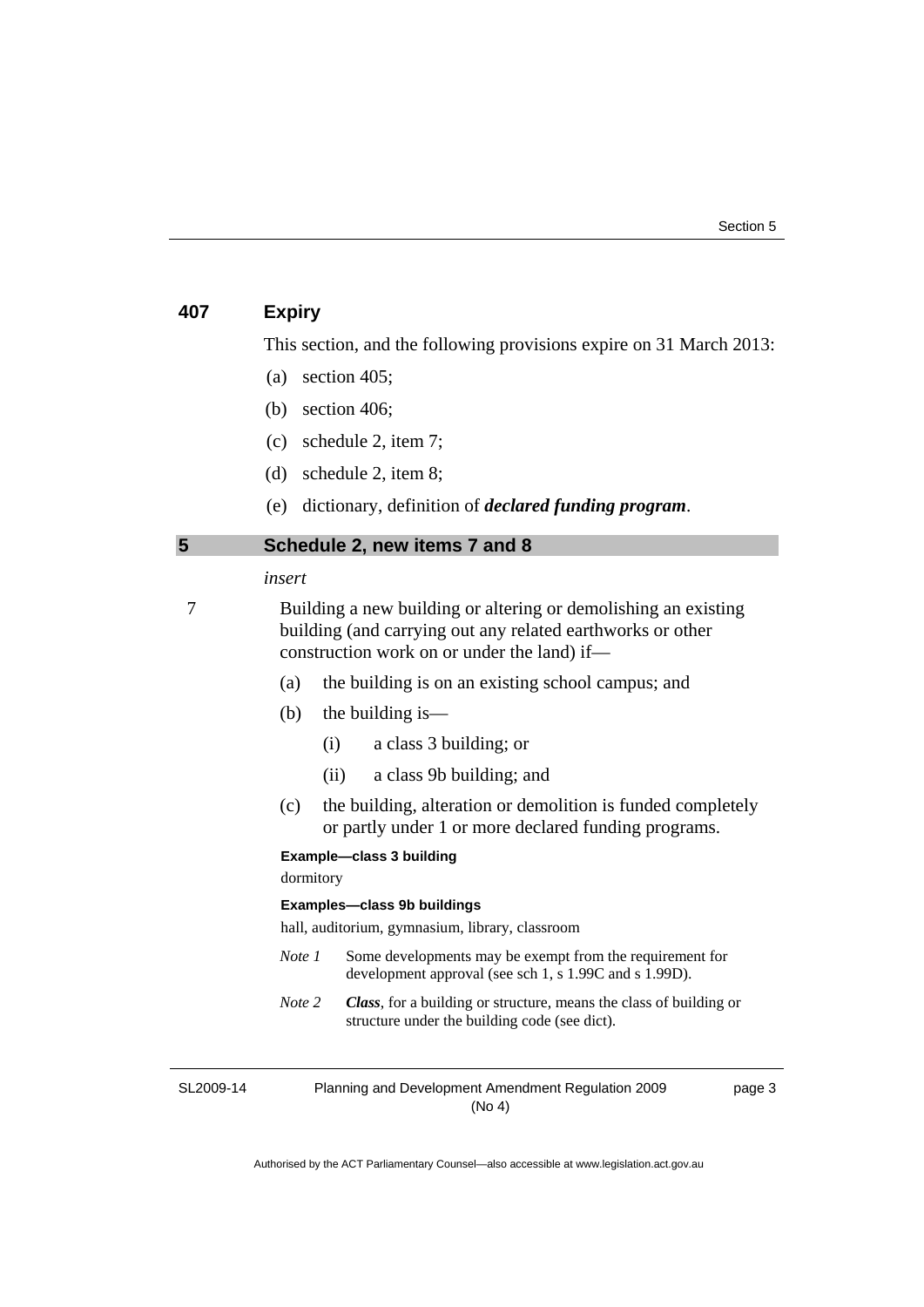### 407 Expiry

This section, and the following provisions expire on 31 March 2013:

(a) section 405;

(b) section 406;

(c) schedule 2, item 7;

(d) schedule 2, item 8;

(e) dictionary, definition of ***declared funding program***.

## 5 Schedule 2, new items 7 and 8

*insert*

7 Building a new building or altering or demolishing an existing building (and carrying out any related earthworks or other construction work on or under the land) if—

(a) the building is on an existing school campus; and

(b) the building is—

(i) a class 3 building; or

(ii) a class 9b building; and

(c) the building, alteration or demolition is funded completely or partly under 1 or more declared funding programs.

**Example—class 3 building**

dormitory

**Examples—class 9b buildings**

hall, auditorium, gymnasium, library, classroom

*Note 1* Some developments may be exempt from the requirement for development approval (see sch 1, s 1.99C and s 1.99D).

*Note 2* ***Class***, for a building or structure, means the class of building or structure under the building code (see dict).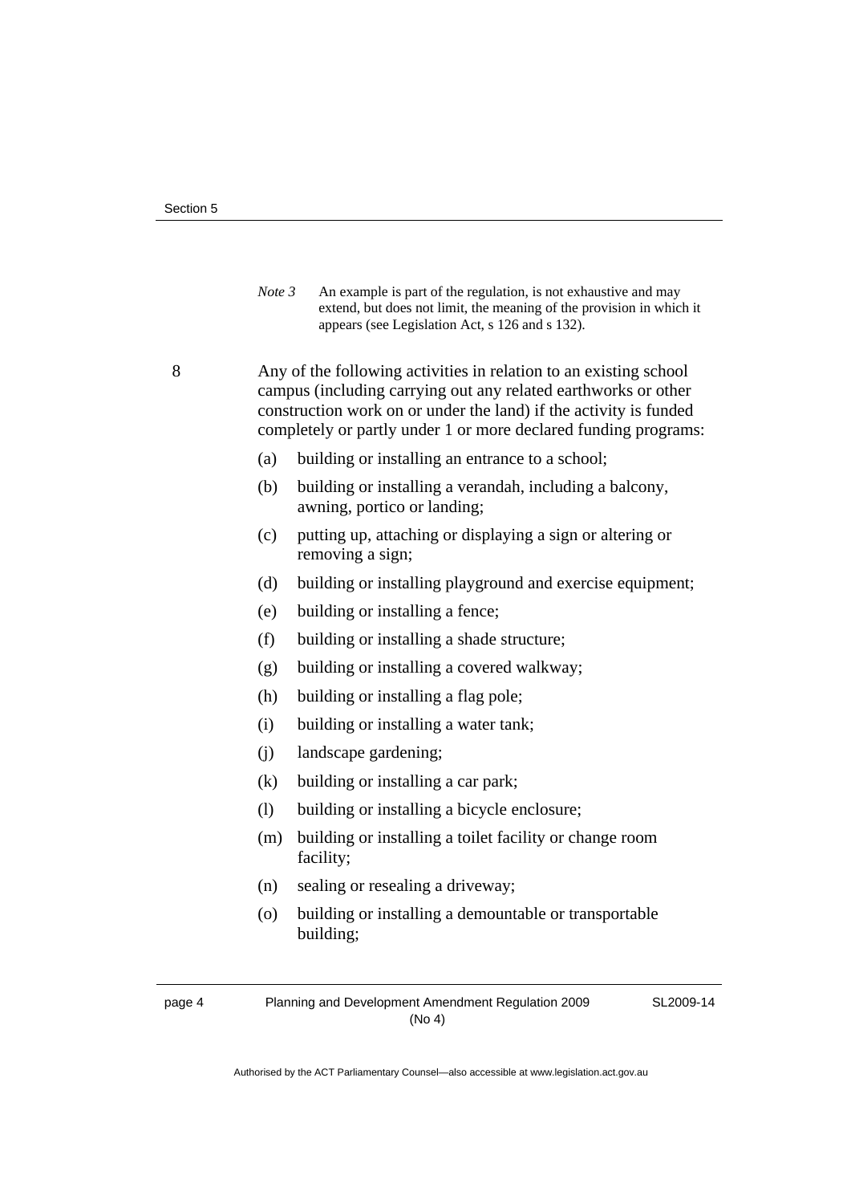*Note 3* An example is part of the regulation, is not exhaustive and may extend, but does not limit, the meaning of the provision in which it appears (see Legislation Act, s 126 and s 132).

8 Any of the following activities in relation to an existing school campus (including carrying out any related earthworks or other construction work on or under the land) if the activity is funded completely or partly under 1 or more declared funding programs:

(a) building or installing an entrance to a school;

(b) building or installing a verandah, including a balcony, awning, portico or landing;

(c) putting up, attaching or displaying a sign or altering or removing a sign;

(d) building or installing playground and exercise equipment;

(e) building or installing a fence;

(f) building or installing a shade structure;

(g) building or installing a covered walkway;

(h) building or installing a flag pole;

(i) building or installing a water tank;

(j) landscape gardening;

(k) building or installing a car park;

(l) building or installing a bicycle enclosure;

(m) building or installing a toilet facility or change room facility;

(n) sealing or resealing a driveway;

(o) building or installing a demountable or transportable building;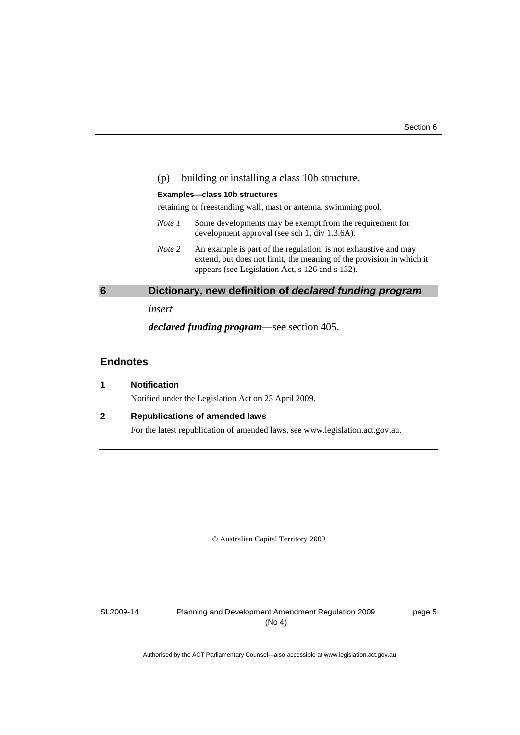(p) building or installing a class 10b structure.

**Examples—class 10b structures**

retaining or freestanding wall, mast or antenna, swimming pool.

*Note 1* Some developments may be exempt from the requirement for development approval (see sch 1, div 1.3.6A).

*Note 2* An example is part of the regulation, is not exhaustive and may extend, but does not limit, the meaning of the provision in which it appears (see Legislation Act, s 126 and s 132).

## 6 Dictionary, new definition of *declared funding program*

*insert*

***declared funding program***—see section 405.

## Endnotes

### 1 Notification

Notified under the Legislation Act on 23 April 2009.

### 2 Republications of amended laws

For the latest republication of amended laws, see www.legislation.act.gov.au.

© Australian Capital Territory 2009